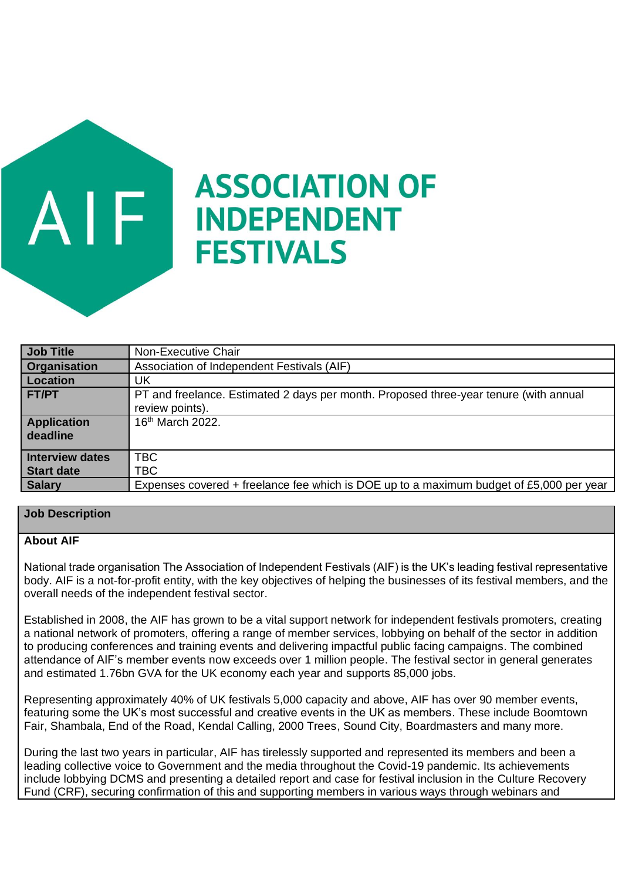# ASSOCIATION OF INDEPENDENT FESTIVALS

| Job Title | Non-Executive Chair |
|---|---|
| Organisation | Association of Independent Festivals (AIF) |
| Location | UK |
| FT/PT | PT and freelance. Estimated 2 days per month. Proposed three-year tenure (with annual review points). |
| Application deadline | 16th March 2022. |
| Interview dates | TBC |
| Start date | TBC |
| Salary | Expenses covered + freelance fee which is DOE up to a maximum budget of £5,000 per year |

## Job Description

### About AIF

National trade organisation The Association of Independent Festivals (AIF) is the UK's leading festival representative body. AIF is a not-for-profit entity, with the key objectives of helping the businesses of its festival members, and the overall needs of the independent festival sector.

Established in 2008, the AIF has grown to be a vital support network for independent festivals promoters, creating a national network of promoters, offering a range of member services, lobbying on behalf of the sector in addition to producing conferences and training events and delivering impactful public facing campaigns. The combined attendance of AIF's member events now exceeds over 1 million people. The festival sector in general generates and estimated 1.76bn GVA for the UK economy each year and supports 85,000 jobs.

Representing approximately 40% of UK festivals 5,000 capacity and above, AIF has over 90 member events, featuring some the UK's most successful and creative events in the UK as members. These include Boomtown Fair, Shambala, End of the Road, Kendal Calling, 2000 Trees, Sound City, Boardmasters and many more.

During the last two years in particular, AIF has tirelessly supported and represented its members and been a leading collective voice to Government and the media throughout the Covid-19 pandemic. Its achievements include lobbying DCMS and presenting a detailed report and case for festival inclusion in the Culture Recovery Fund (CRF), securing confirmation of this and supporting members in various ways through webinars and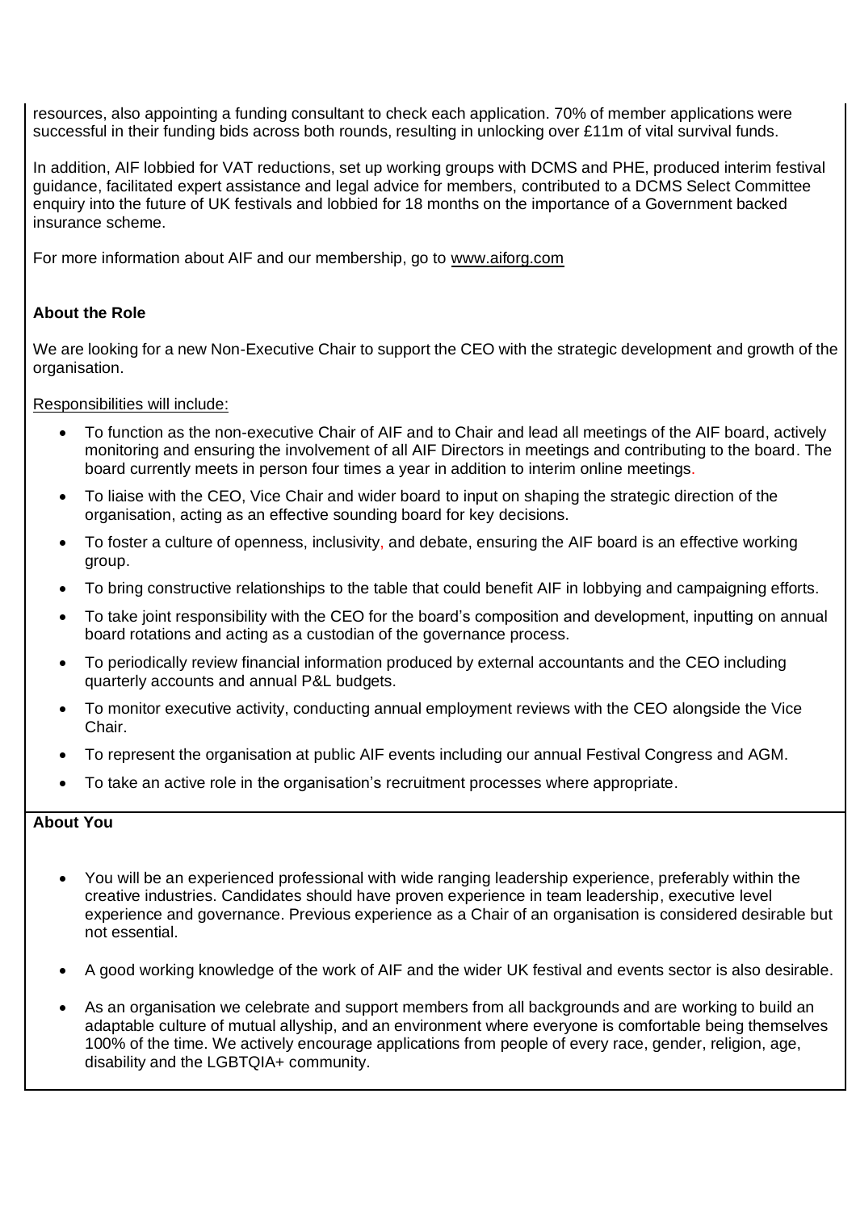resources, also appointing a funding consultant to check each application. 70% of member applications were successful in their funding bids across both rounds, resulting in unlocking over £11m of vital survival funds.

In addition, AIF lobbied for VAT reductions, set up working groups with DCMS and PHE, produced interim festival guidance, facilitated expert assistance and legal advice for members, contributed to a DCMS Select Committee enquiry into the future of UK festivals and lobbied for 18 months on the importance of a Government backed insurance scheme.

For more information about AIF and our membership, go to www.aiforg.com

**About the Role**

We are looking for a new Non-Executive Chair to support the CEO with the strategic development and growth of the organisation.

Responsibilities will include:

- To function as the non-executive Chair of AIF and to Chair and lead all meetings of the AIF board, actively monitoring and ensuring the involvement of all AIF Directors in meetings and contributing to the board. The board currently meets in person four times a year in addition to interim online meetings.
- To liaise with the CEO, Vice Chair and wider board to input on shaping the strategic direction of the organisation, acting as an effective sounding board for key decisions.
- To foster a culture of openness, inclusivity, and debate, ensuring the AIF board is an effective working group.
- To bring constructive relationships to the table that could benefit AIF in lobbying and campaigning efforts.
- To take joint responsibility with the CEO for the board's composition and development, inputting on annual board rotations and acting as a custodian of the governance process.
- To periodically review financial information produced by external accountants and the CEO including quarterly accounts and annual P&L budgets.
- To monitor executive activity, conducting annual employment reviews with the CEO alongside the Vice Chair.
- To represent the organisation at public AIF events including our annual Festival Congress and AGM.
- To take an active role in the organisation's recruitment processes where appropriate.

**About You**

- You will be an experienced professional with wide ranging leadership experience, preferably within the creative industries. Candidates should have proven experience in team leadership, executive level experience and governance. Previous experience as a Chair of an organisation is considered desirable but not essential.
- A good working knowledge of the work of AIF and the wider UK festival and events sector is also desirable.
- As an organisation we celebrate and support members from all backgrounds and are working to build an adaptable culture of mutual allyship, and an environment where everyone is comfortable being themselves 100% of the time. We actively encourage applications from people of every race, gender, religion, age, disability and the LGBTQIA+ community.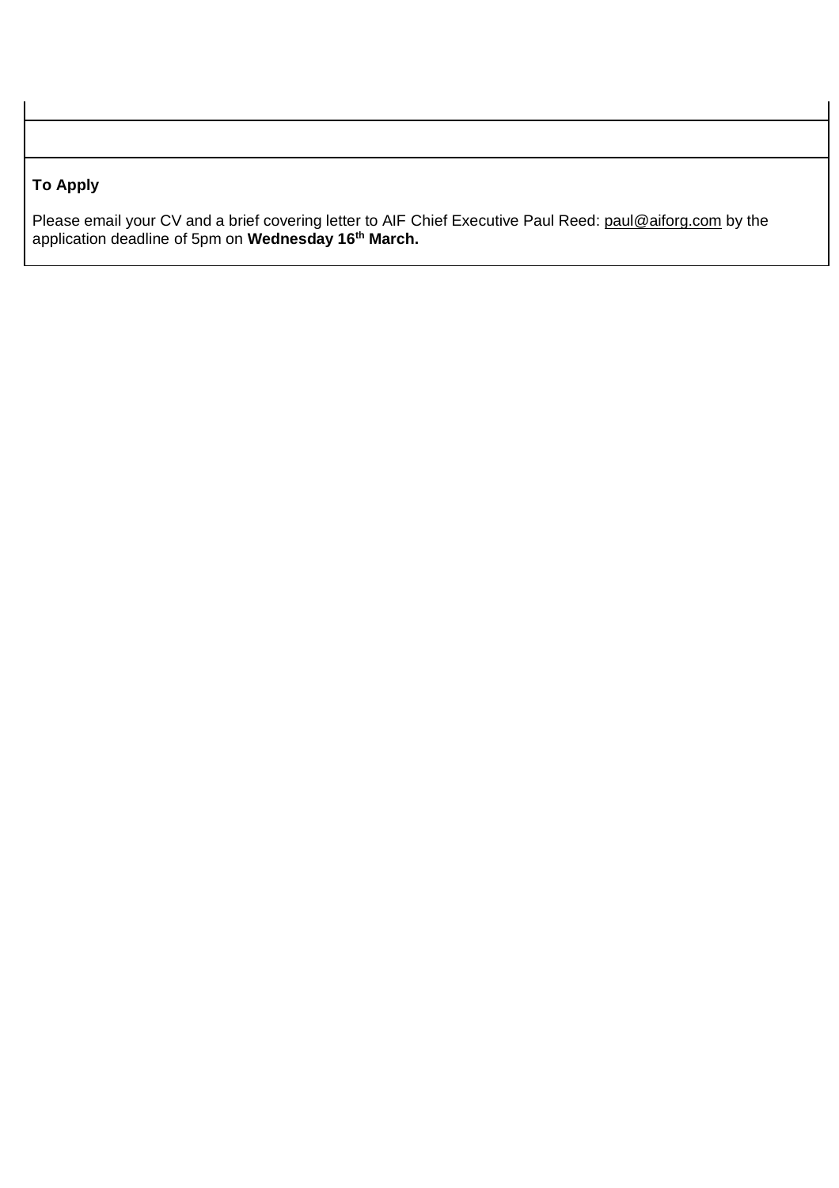**To Apply**

Please email your CV and a brief covering letter to AIF Chief Executive Paul Reed: paul@aiforg.com by the application deadline of 5pm on **Wednesday 16th March.**